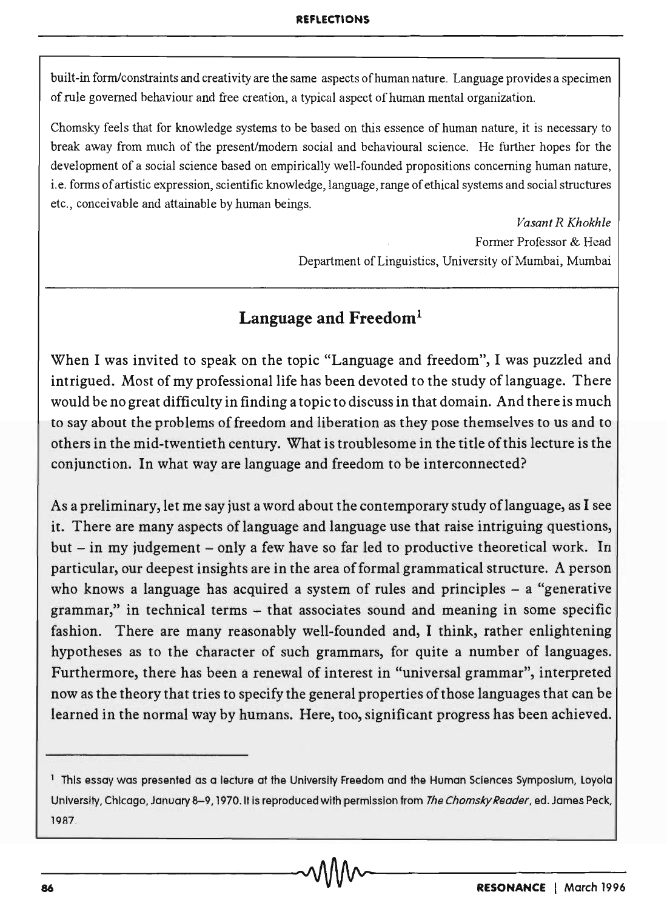built-in form/constraints and creativity are the same aspects of human nature. Language provides a specimen of rule governed behaviour and free creation, a typical aspect of human mental organization.

Chomsky feels that for knowledge systems to be based on this essence of human nature, it is necessary to break away from much of the present/modern social and behavioural science. He further hopes for the development of a social science based on empirically well-founded propositions concerning human nature, i.e. forms of artistic expression, scientific knowledge, language, range of ethical systems and social structures etc., conceivable and attainable by human beings.

*Vasant R Khokhle*
Former Professor & Head
Department of Linguistics, University of Mumbai, Mumbai

## Language and Freedom[1]

When I was invited to speak on the topic "Language and freedom", I was puzzled and intrigued. Most of my professional life has been devoted to the study of language. There would be no great difficulty in finding a topic to discuss in that domain. And there is much to say about the problems of freedom and liberation as they pose themselves to us and to others in the mid-twentieth century. What is troublesome in the title of this lecture is the conjunction. In what way are language and freedom to be interconnected?

As a preliminary, let me say just a word about the contemporary study of language, as I see it. There are many aspects of language and language use that raise intriguing questions, but – in my judgement – only a few have so far led to productive theoretical work. In particular, our deepest insights are in the area of formal grammatical structure. A person who knows a language has acquired a system of rules and principles – a "generative grammar," in technical terms – that associates sound and meaning in some specific fashion. There are many reasonably well-founded and, I think, rather enlightening hypotheses as to the character of such grammars, for quite a number of languages. Furthermore, there has been a renewal of interest in "universal grammar", interpreted now as the theory that tries to specify the general properties of those languages that can be learned in the normal way by humans. Here, too, significant progress has been achieved.

[1] This essay was presented as a lecture at the University Freedom and the Human Sciences Symposium, Loyola University, Chicago, January 8–9, 1970. It is reproduced with permission from *The Chomsky Reader*, ed. James Peck, 1987.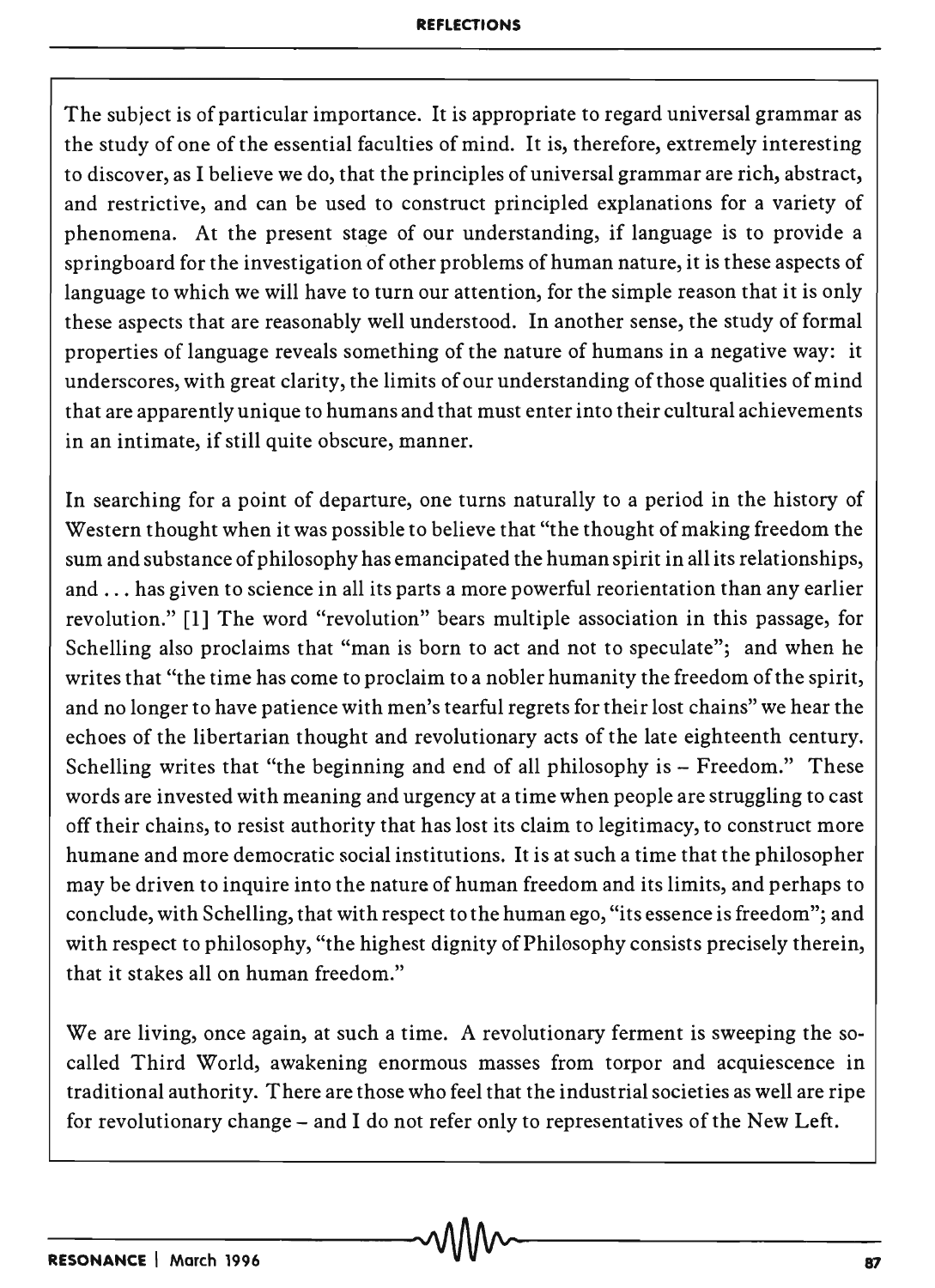The subject is of particular importance. It is appropriate to regard universal grammar as the study of one of the essential faculties of mind. It is, therefore, extremely interesting to discover, as I believe we do, that the principles of universal grammar are rich, abstract, and restrictive, and can be used to construct principled explanations for a variety of phenomena. At the present stage of our understanding, if language is to provide a springboard for the investigation of other problems of human nature, it is these aspects of language to which we will have to turn our attention, for the simple reason that it is only these aspects that are reasonably well understood. In another sense, the study of formal properties of language reveals something of the nature of humans in a negative way: it underscores, with great clarity, the limits of our understanding of those qualities of mind that are apparently unique to humans and that must enter into their cultural achievements in an intimate, if still quite obscure, manner.

In searching for a point of departure, one turns naturally to a period in the history of Western thought when it was possible to believe that "the thought of making freedom the sum and substance of philosophy has emancipated the human spirit in all its relationships, and . . . has given to science in all its parts a more powerful reorientation than any earlier revolution." [1] The word "revolution" bears multiple association in this passage, for Schelling also proclaims that "man is born to act and not to speculate"; and when he writes that "the time has come to proclaim to a nobler humanity the freedom of the spirit, and no longer to have patience with men's tearful regrets for their lost chains" we hear the echoes of the libertarian thought and revolutionary acts of the late eighteenth century. Schelling writes that "the beginning and end of all philosophy is – Freedom." These words are invested with meaning and urgency at a time when people are struggling to cast off their chains, to resist authority that has lost its claim to legitimacy, to construct more humane and more democratic social institutions. It is at such a time that the philosopher may be driven to inquire into the nature of human freedom and its limits, and perhaps to conclude, with Schelling, that with respect to the human ego, "its essence is freedom"; and with respect to philosophy, "the highest dignity of Philosophy consists precisely therein, that it stakes all on human freedom."

We are living, once again, at such a time. A revolutionary ferment is sweeping the so-called Third World, awakening enormous masses from torpor and acquiescence in traditional authority. There are those who feel that the industrial societies as well are ripe for revolutionary change – and I do not refer only to representatives of the New Left.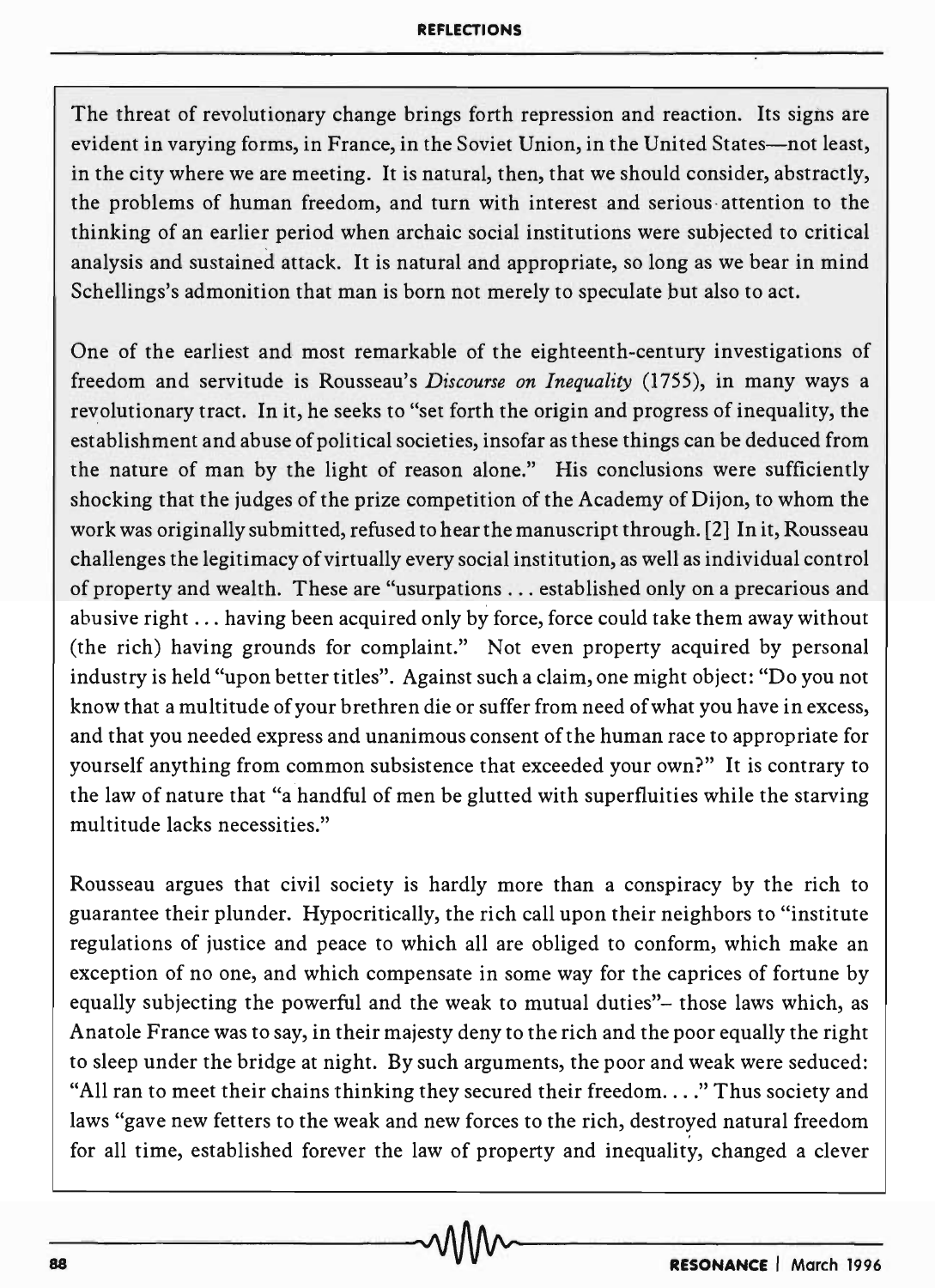The threat of revolutionary change brings forth repression and reaction. Its signs are evident in varying forms, in France, in the Soviet Union, in the United States—not least, in the city where we are meeting. It is natural, then, that we should consider, abstractly, the problems of human freedom, and turn with interest and serious attention to the thinking of an earlier period when archaic social institutions were subjected to critical analysis and sustained attack. It is natural and appropriate, so long as we bear in mind Schellings's admonition that man is born not merely to speculate but also to act.

One of the earliest and most remarkable of the eighteenth-century investigations of freedom and servitude is Rousseau's *Discourse on Inequality* (1755), in many ways a revolutionary tract. In it, he seeks to "set forth the origin and progress of inequality, the establishment and abuse of political societies, insofar as these things can be deduced from the nature of man by the light of reason alone." His conclusions were sufficiently shocking that the judges of the prize competition of the Academy of Dijon, to whom the work was originally submitted, refused to hear the manuscript through. [2] In it, Rousseau challenges the legitimacy of virtually every social institution, as well as individual control of property and wealth. These are "usurpations . . . established only on a precarious and abusive right . . . having been acquired only by force, force could take them away without (the rich) having grounds for complaint." Not even property acquired by personal industry is held "upon better titles". Against such a claim, one might object: "Do you not know that a multitude of your brethren die or suffer from need of what you have in excess, and that you needed express and unanimous consent of the human race to appropriate for yourself anything from common subsistence that exceeded your own?" It is contrary to the law of nature that "a handful of men be glutted with superfluities while the starving multitude lacks necessities."

Rousseau argues that civil society is hardly more than a conspiracy by the rich to guarantee their plunder. Hypocritically, the rich call upon their neighbors to "institute regulations of justice and peace to which all are obliged to conform, which make an exception of no one, and which compensate in some way for the caprices of fortune by equally subjecting the powerful and the weak to mutual duties"– those laws which, as Anatole France was to say, in their majesty deny to the rich and the poor equally the right to sleep under the bridge at night. By such arguments, the poor and weak were seduced: "All ran to meet their chains thinking they secured their freedom. . . ." Thus society and laws "gave new fetters to the weak and new forces to the rich, destroyed natural freedom for all time, established forever the law of property and inequality, changed a clever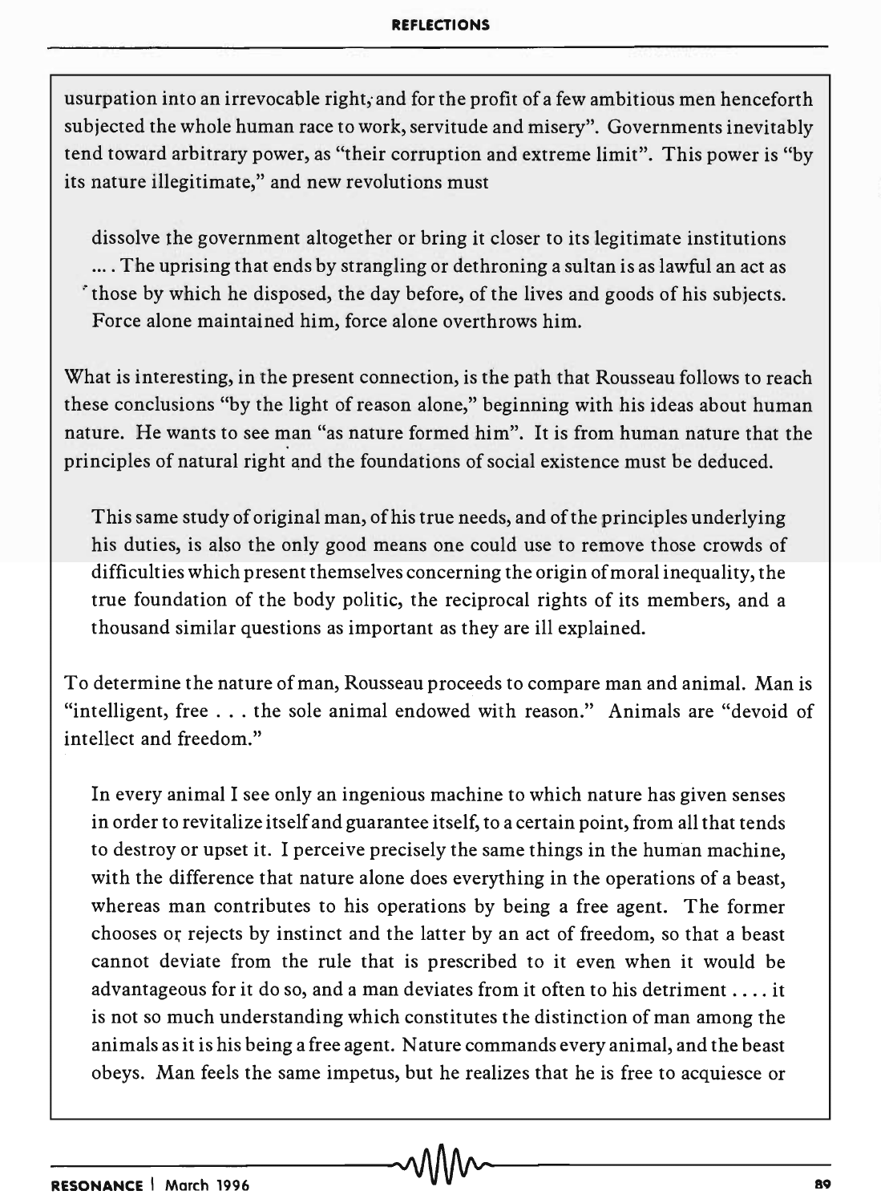usurpation into an irrevocable right, and for the profit of a few ambitious men henceforth subjected the whole human race to work, servitude and misery". Governments inevitably tend toward arbitrary power, as "their corruption and extreme limit". This power is "by its nature illegitimate," and new revolutions must

> dissolve the government altogether or bring it closer to its legitimate institutions .... The uprising that ends by strangling or dethroning a sultan is as lawful an act as those by which he disposed, the day before, of the lives and goods of his subjects. Force alone maintained him, force alone overthrows him.

What is interesting, in the present connection, is the path that Rousseau follows to reach these conclusions "by the light of reason alone," beginning with his ideas about human nature. He wants to see man "as nature formed him". It is from human nature that the principles of natural right and the foundations of social existence must be deduced.

> This same study of original man, of his true needs, and of the principles underlying his duties, is also the only good means one could use to remove those crowds of difficulties which present themselves concerning the origin of moral inequality, the true foundation of the body politic, the reciprocal rights of its members, and a thousand similar questions as important as they are ill explained.

To determine the nature of man, Rousseau proceeds to compare man and animal. Man is "intelligent, free . . . the sole animal endowed with reason." Animals are "devoid of intellect and freedom."

> In every animal I see only an ingenious machine to which nature has given senses in order to revitalize itself and guarantee itself, to a certain point, from all that tends to destroy or upset it. I perceive precisely the same things in the human machine, with the difference that nature alone does everything in the operations of a beast, whereas man contributes to his operations by being a free agent. The former chooses or rejects by instinct and the latter by an act of freedom, so that a beast cannot deviate from the rule that is prescribed to it even when it would be advantageous for it do so, and a man deviates from it often to his detriment .... it is not so much understanding which constitutes the distinction of man among the animals as it is his being a free agent. Nature commands every animal, and the beast obeys. Man feels the same impetus, but he realizes that he is free to acquiesce or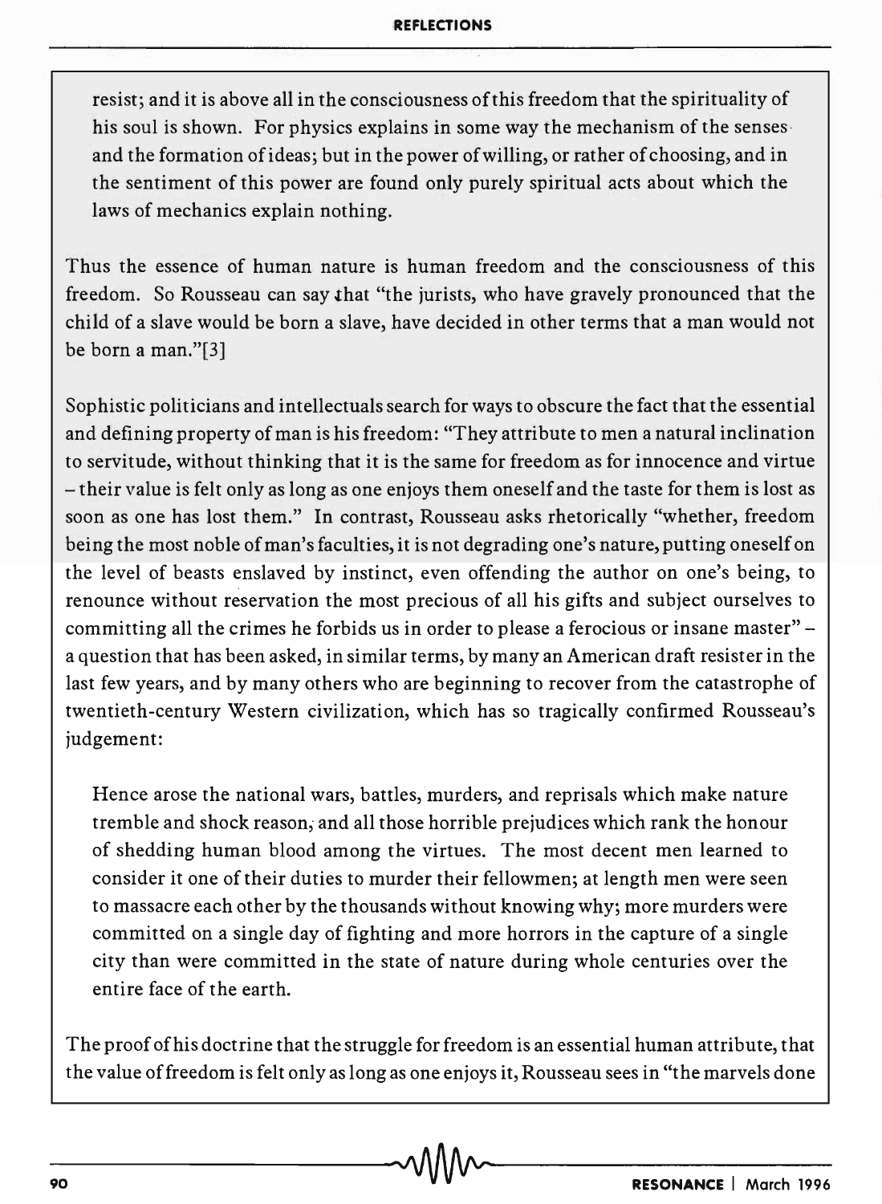> resist; and it is above all in the consciousness of this freedom that the spirituality of his soul is shown. For physics explains in some way the mechanism of the senses and the formation of ideas; but in the power of willing, or rather of choosing, and in the sentiment of this power are found only purely spiritual acts about which the laws of mechanics explain nothing.

Thus the essence of human nature is human freedom and the consciousness of this freedom. So Rousseau can say that "the jurists, who have gravely pronounced that the child of a slave would be born a slave, have decided in other terms that a man would not be born a man."[3]

Sophistic politicians and intellectuals search for ways to obscure the fact that the essential and defining property of man is his freedom: "They attribute to men a natural inclination to servitude, without thinking that it is the same for freedom as for innocence and virtue – their value is felt only as long as one enjoys them oneself and the taste for them is lost as soon as one has lost them." In contrast, Rousseau asks rhetorically "whether, freedom being the most noble of man's faculties, it is not degrading one's nature, putting oneself on the level of beasts enslaved by instinct, even offending the author on one's being, to renounce without reservation the most precious of all his gifts and subject ourselves to committing all the crimes he forbids us in order to please a ferocious or insane master" – a question that has been asked, in similar terms, by many an American draft resister in the last few years, and by many others who are beginning to recover from the catastrophe of twentieth-century Western civilization, which has so tragically confirmed Rousseau's judgement:

> Hence arose the national wars, battles, murders, and reprisals which make nature tremble and shock reason, and all those horrible prejudices which rank the honour of shedding human blood among the virtues. The most decent men learned to consider it one of their duties to murder their fellowmen; at length men were seen to massacre each other by the thousands without knowing why; more murders were committed on a single day of fighting and more horrors in the capture of a single city than were committed in the state of nature during whole centuries over the entire face of the earth.

The proof of his doctrine that the struggle for freedom is an essential human attribute, that the value of freedom is felt only as long as one enjoys it, Rousseau sees in "the marvels done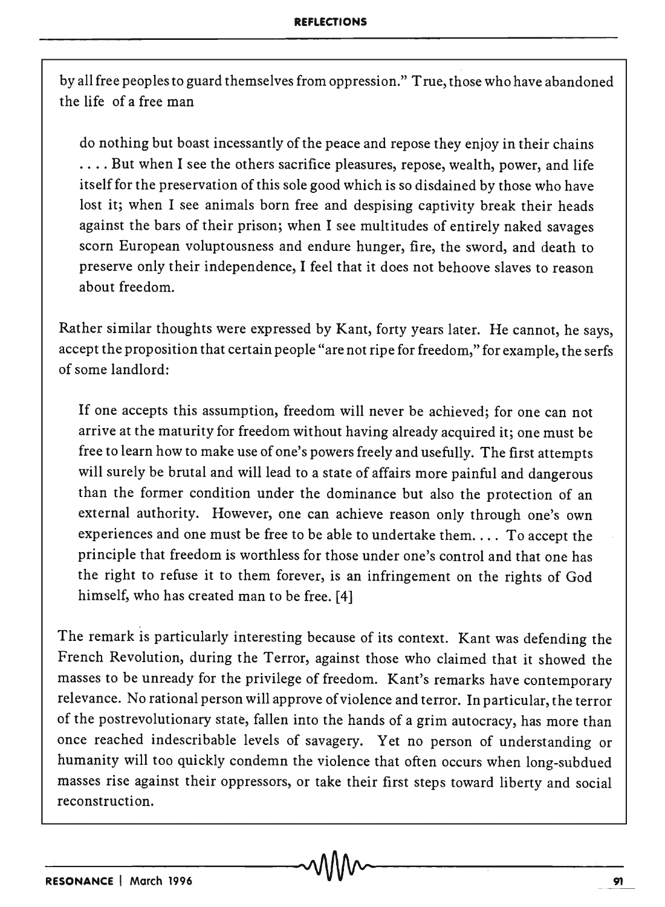by all free peoples to guard themselves from oppression." True, those who have abandoned the life of a free man

> do nothing but boast incessantly of the peace and repose they enjoy in their chains .... But when I see the others sacrifice pleasures, repose, wealth, power, and life itself for the preservation of this sole good which is so disdained by those who have lost it; when I see animals born free and despising captivity break their heads against the bars of their prison; when I see multitudes of entirely naked savages scorn European voluptuousness and endure hunger, fire, the sword, and death to preserve only their independence, I feel that it does not behoove slaves to reason about freedom.

Rather similar thoughts were expressed by Kant, forty years later. He cannot, he says, accept the proposition that certain people "are not ripe for freedom," for example, the serfs of some landlord:

> If one accepts this assumption, freedom will never be achieved; for one can not arrive at the maturity for freedom without having already acquired it; one must be free to learn how to make use of one's powers freely and usefully. The first attempts will surely be brutal and will lead to a state of affairs more painful and dangerous than the former condition under the dominance but also the protection of an external authority. However, one can achieve reason only through one's own experiences and one must be free to be able to undertake them.... To accept the principle that freedom is worthless for those under one's control and that one has the right to refuse it to them forever, is an infringement on the rights of God himself, who has created man to be free. [4]

The remark is particularly interesting because of its context. Kant was defending the French Revolution, during the Terror, against those who claimed that it showed the masses to be unready for the privilege of freedom. Kant's remarks have contemporary relevance. No rational person will approve of violence and terror. In particular, the terror of the postrevolutionary state, fallen into the hands of a grim autocracy, has more than once reached indescribable levels of savagery. Yet no person of understanding or humanity will too quickly condemn the violence that often occurs when long-subdued masses rise against their oppressors, or take their first steps toward liberty and social reconstruction.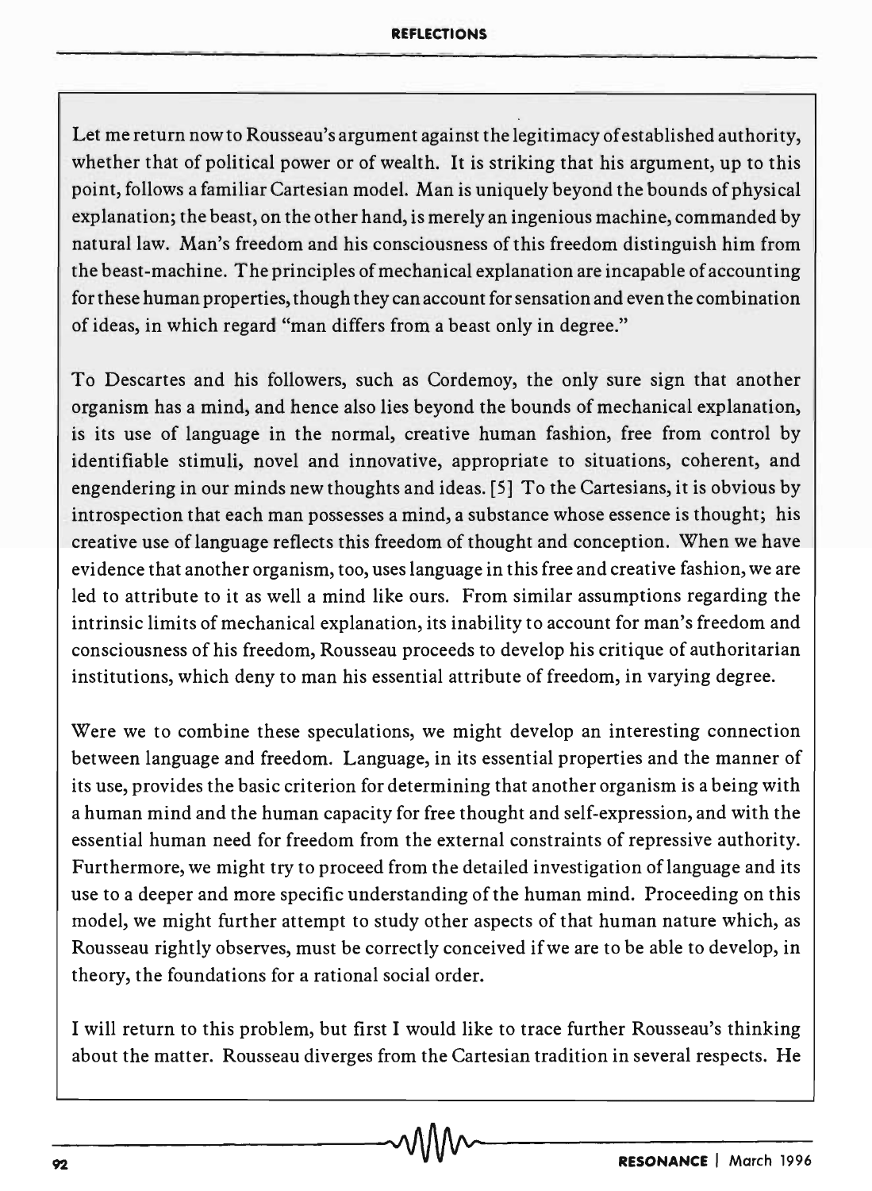Let me return now to Rousseau's argument against the legitimacy of established authority, whether that of political power or of wealth. It is striking that his argument, up to this point, follows a familiar Cartesian model. Man is uniquely beyond the bounds of physical explanation; the beast, on the other hand, is merely an ingenious machine, commanded by natural law. Man's freedom and his consciousness of this freedom distinguish him from the beast-machine. The principles of mechanical explanation are incapable of accounting for these human properties, though they can account for sensation and even the combination of ideas, in which regard "man differs from a beast only in degree."

To Descartes and his followers, such as Cordemoy, the only sure sign that another organism has a mind, and hence also lies beyond the bounds of mechanical explanation, is its use of language in the normal, creative human fashion, free from control by identifiable stimuli, novel and innovative, appropriate to situations, coherent, and engendering in our minds new thoughts and ideas. [5] To the Cartesians, it is obvious by introspection that each man possesses a mind, a substance whose essence is thought; his creative use of language reflects this freedom of thought and conception. When we have evidence that another organism, too, uses language in this free and creative fashion, we are led to attribute to it as well a mind like ours. From similar assumptions regarding the intrinsic limits of mechanical explanation, its inability to account for man's freedom and consciousness of his freedom, Rousseau proceeds to develop his critique of authoritarian institutions, which deny to man his essential attribute of freedom, in varying degree.

Were we to combine these speculations, we might develop an interesting connection between language and freedom. Language, in its essential properties and the manner of its use, provides the basic criterion for determining that another organism is a being with a human mind and the human capacity for free thought and self-expression, and with the essential human need for freedom from the external constraints of repressive authority. Furthermore, we might try to proceed from the detailed investigation of language and its use to a deeper and more specific understanding of the human mind. Proceeding on this model, we might further attempt to study other aspects of that human nature which, as Rousseau rightly observes, must be correctly conceived if we are to be able to develop, in theory, the foundations for a rational social order.

I will return to this problem, but first I would like to trace further Rousseau's thinking about the matter. Rousseau diverges from the Cartesian tradition in several respects. He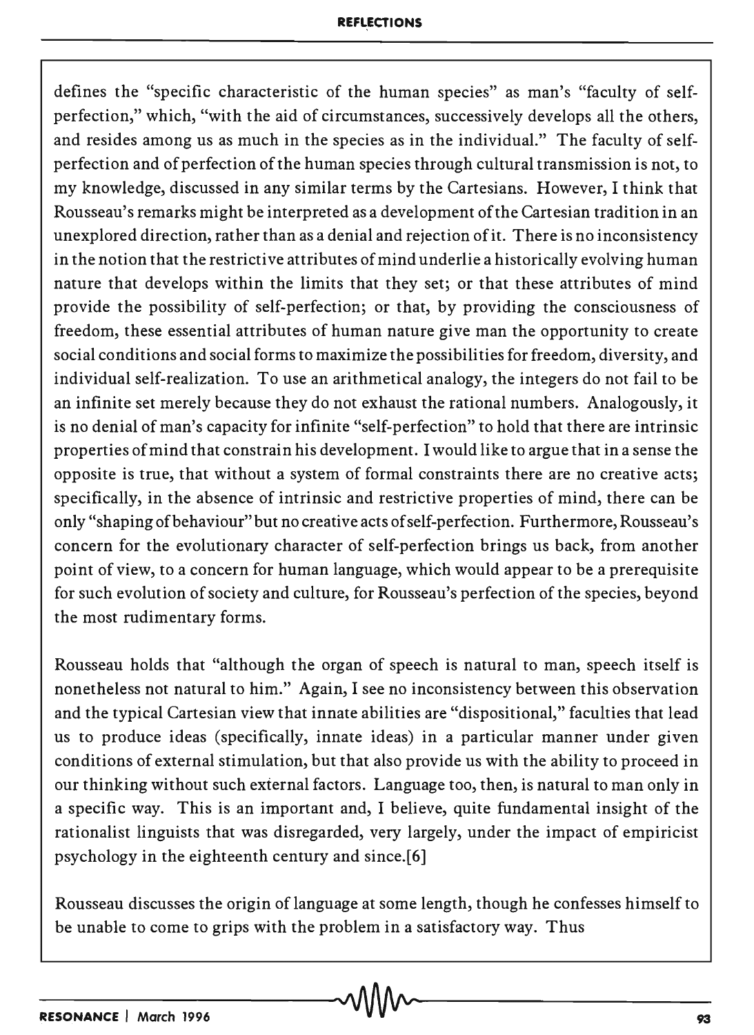defines the "specific characteristic of the human species" as man's "faculty of self-perfection," which, "with the aid of circumstances, successively develops all the others, and resides among us as much in the species as in the individual." The faculty of self-perfection and of perfection of the human species through cultural transmission is not, to my knowledge, discussed in any similar terms by the Cartesians. However, I think that Rousseau's remarks might be interpreted as a development of the Cartesian tradition in an unexplored direction, rather than as a denial and rejection of it. There is no inconsistency in the notion that the restrictive attributes of mind underlie a historically evolving human nature that develops within the limits that they set; or that these attributes of mind provide the possibility of self-perfection; or that, by providing the consciousness of freedom, these essential attributes of human nature give man the opportunity to create social conditions and social forms to maximize the possibilities for freedom, diversity, and individual self-realization. To use an arithmetical analogy, the integers do not fail to be an infinite set merely because they do not exhaust the rational numbers. Analogously, it is no denial of man's capacity for infinite "self-perfection" to hold that there are intrinsic properties of mind that constrain his development. I would like to argue that in a sense the opposite is true, that without a system of formal constraints there are no creative acts; specifically, in the absence of intrinsic and restrictive properties of mind, there can be only "shaping of behaviour" but no creative acts of self-perfection. Furthermore, Rousseau's concern for the evolutionary character of self-perfection brings us back, from another point of view, to a concern for human language, which would appear to be a prerequisite for such evolution of society and culture, for Rousseau's perfection of the species, beyond the most rudimentary forms.

Rousseau holds that "although the organ of speech is natural to man, speech itself is nonetheless not natural to him." Again, I see no inconsistency between this observation and the typical Cartesian view that innate abilities are "dispositional," faculties that lead us to produce ideas (specifically, innate ideas) in a particular manner under given conditions of external stimulation, but that also provide us with the ability to proceed in our thinking without such external factors. Language too, then, is natural to man only in a specific way. This is an important and, I believe, quite fundamental insight of the rationalist linguists that was disregarded, very largely, under the impact of empiricist psychology in the eighteenth century and since.[6]

Rousseau discusses the origin of language at some length, though he confesses himself to be unable to come to grips with the problem in a satisfactory way. Thus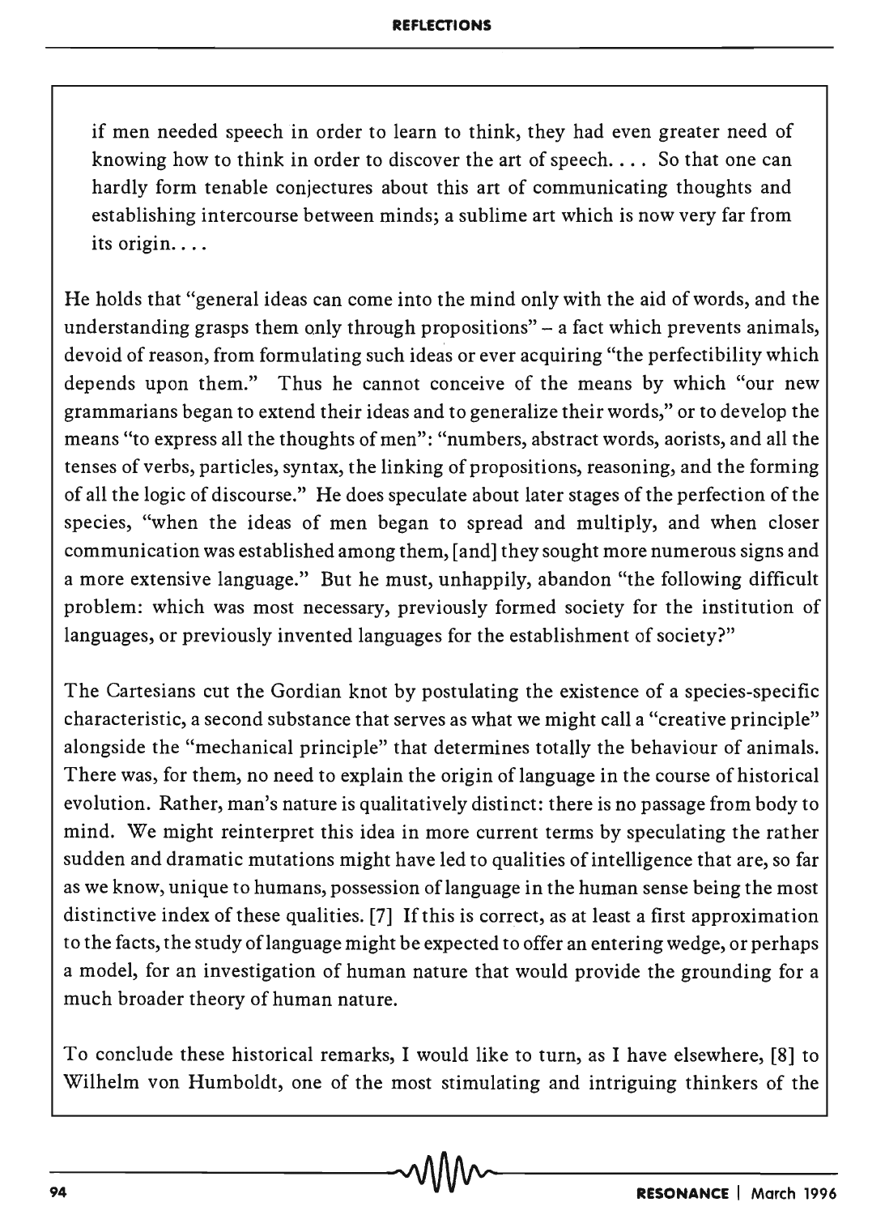> if men needed speech in order to learn to think, they had even greater need of knowing how to think in order to discover the art of speech. . . . So that one can hardly form tenable conjectures about this art of communicating thoughts and establishing intercourse between minds; a sublime art which is now very far from its origin. . . .

He holds that "general ideas can come into the mind only with the aid of words, and the understanding grasps them only through propositions" – a fact which prevents animals, devoid of reason, from formulating such ideas or ever acquiring "the perfectibility which depends upon them." Thus he cannot conceive of the means by which "our new grammarians began to extend their ideas and to generalize their words," or to develop the means "to express all the thoughts of men": "numbers, abstract words, aorists, and all the tenses of verbs, particles, syntax, the linking of propositions, reasoning, and the forming of all the logic of discourse." He does speculate about later stages of the perfection of the species, "when the ideas of men began to spread and multiply, and when closer communication was established among them, [and] they sought more numerous signs and a more extensive language." But he must, unhappily, abandon "the following difficult problem: which was most necessary, previously formed society for the institution of languages, or previously invented languages for the establishment of society?"

The Cartesians cut the Gordian knot by postulating the existence of a species-specific characteristic, a second substance that serves as what we might call a "creative principle" alongside the "mechanical principle" that determines totally the behaviour of animals. There was, for them, no need to explain the origin of language in the course of historical evolution. Rather, man's nature is qualitatively distinct: there is no passage from body to mind. We might reinterpret this idea in more current terms by speculating the rather sudden and dramatic mutations might have led to qualities of intelligence that are, so far as we know, unique to humans, possession of language in the human sense being the most distinctive index of these qualities. [7] If this is correct, as at least a first approximation to the facts, the study of language might be expected to offer an entering wedge, or perhaps a model, for an investigation of human nature that would provide the grounding for a much broader theory of human nature.

To conclude these historical remarks, I would like to turn, as I have elsewhere, [8] to Wilhelm von Humboldt, one of the most stimulating and intriguing thinkers of the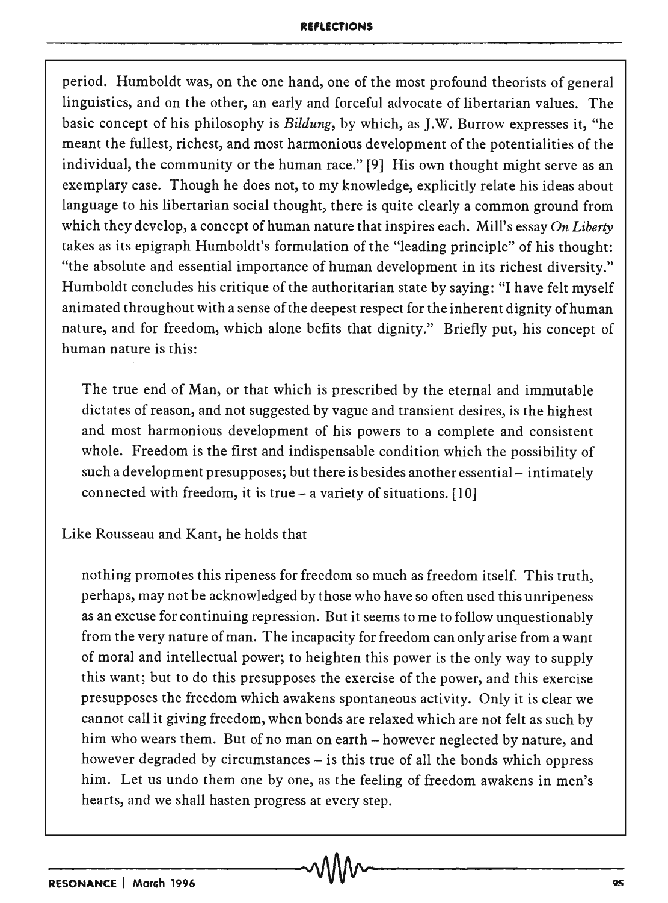period. Humboldt was, on the one hand, one of the most profound theorists of general linguistics, and on the other, an early and forceful advocate of libertarian values. The basic concept of his philosophy is *Bildung*, by which, as J.W. Burrow expresses it, "he meant the fullest, richest, and most harmonious development of the potentialities of the individual, the community or the human race." [9] His own thought might serve as an exemplary case. Though he does not, to my knowledge, explicitly relate his ideas about language to his libertarian social thought, there is quite clearly a common ground from which they develop, a concept of human nature that inspires each. Mill's essay *On Liberty* takes as its epigraph Humboldt's formulation of the "leading principle" of his thought: "the absolute and essential importance of human development in its richest diversity." Humboldt concludes his critique of the authoritarian state by saying: "I have felt myself animated throughout with a sense of the deepest respect for the inherent dignity of human nature, and for freedom, which alone befits that dignity." Briefly put, his concept of human nature is this:

> The true end of Man, or that which is prescribed by the eternal and immutable dictates of reason, and not suggested by vague and transient desires, is the highest and most harmonious development of his powers to a complete and consistent whole. Freedom is the first and indispensable condition which the possibility of such a development presupposes; but there is besides another essential – intimately connected with freedom, it is true – a variety of situations. [10]

Like Rousseau and Kant, he holds that

> nothing promotes this ripeness for freedom so much as freedom itself. This truth, perhaps, may not be acknowledged by those who have so often used this unripeness as an excuse for continuing repression. But it seems to me to follow unquestionably from the very nature of man. The incapacity for freedom can only arise from a want of moral and intellectual power; to heighten this power is the only way to supply this want; but to do this presupposes the exercise of the power, and this exercise presupposes the freedom which awakens spontaneous activity. Only it is clear we cannot call it giving freedom, when bonds are relaxed which are not felt as such by him who wears them. But of no man on earth – however neglected by nature, and however degraded by circumstances – is this true of all the bonds which oppress him. Let us undo them one by one, as the feeling of freedom awakens in men's hearts, and we shall hasten progress at every step.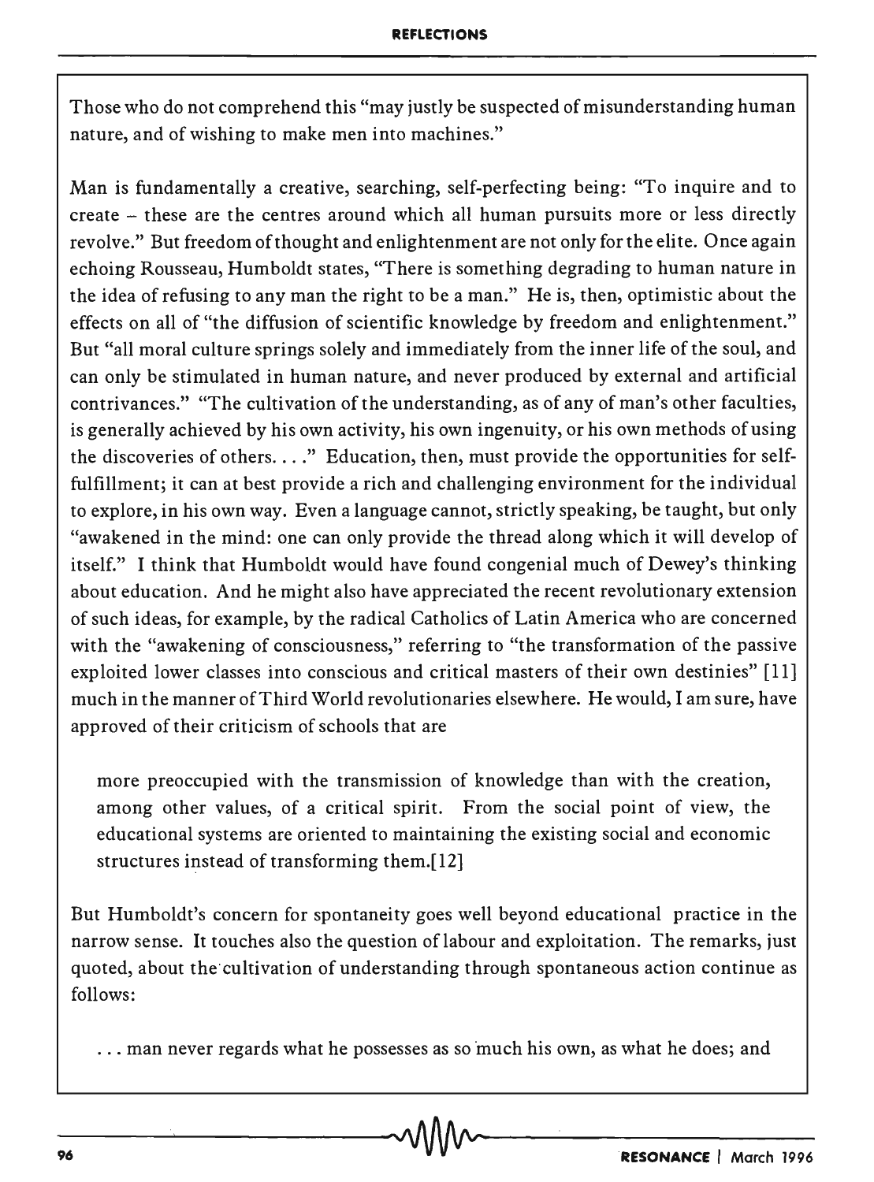Those who do not comprehend this "may justly be suspected of misunderstanding human nature, and of wishing to make men into machines."

Man is fundamentally a creative, searching, self-perfecting being: "To inquire and to create – these are the centres around which all human pursuits more or less directly revolve." But freedom of thought and enlightenment are not only for the elite. Once again echoing Rousseau, Humboldt states, "There is something degrading to human nature in the idea of refusing to any man the right to be a man." He is, then, optimistic about the effects on all of "the diffusion of scientific knowledge by freedom and enlightenment." But "all moral culture springs solely and immediately from the inner life of the soul, and can only be stimulated in human nature, and never produced by external and artificial contrivances." "The cultivation of the understanding, as of any of man's other faculties, is generally achieved by his own activity, his own ingenuity, or his own methods of using the discoveries of others. . . ." Education, then, must provide the opportunities for self-fulfillment; it can at best provide a rich and challenging environment for the individual to explore, in his own way. Even a language cannot, strictly speaking, be taught, but only "awakened in the mind: one can only provide the thread along which it will develop of itself." I think that Humboldt would have found congenial much of Dewey's thinking about education. And he might also have appreciated the recent revolutionary extension of such ideas, for example, by the radical Catholics of Latin America who are concerned with the "awakening of consciousness," referring to "the transformation of the passive exploited lower classes into conscious and critical masters of their own destinies" [11] much in the manner of Third World revolutionaries elsewhere. He would, I am sure, have approved of their criticism of schools that are

> more preoccupied with the transmission of knowledge than with the creation, among other values, of a critical spirit. From the social point of view, the educational systems are oriented to maintaining the existing social and economic structures instead of transforming them.[12]

But Humboldt's concern for spontaneity goes well beyond educational practice in the narrow sense. It touches also the question of labour and exploitation. The remarks, just quoted, about the cultivation of understanding through spontaneous action continue as follows:

> . . . man never regards what he possesses as so much his own, as what he does; and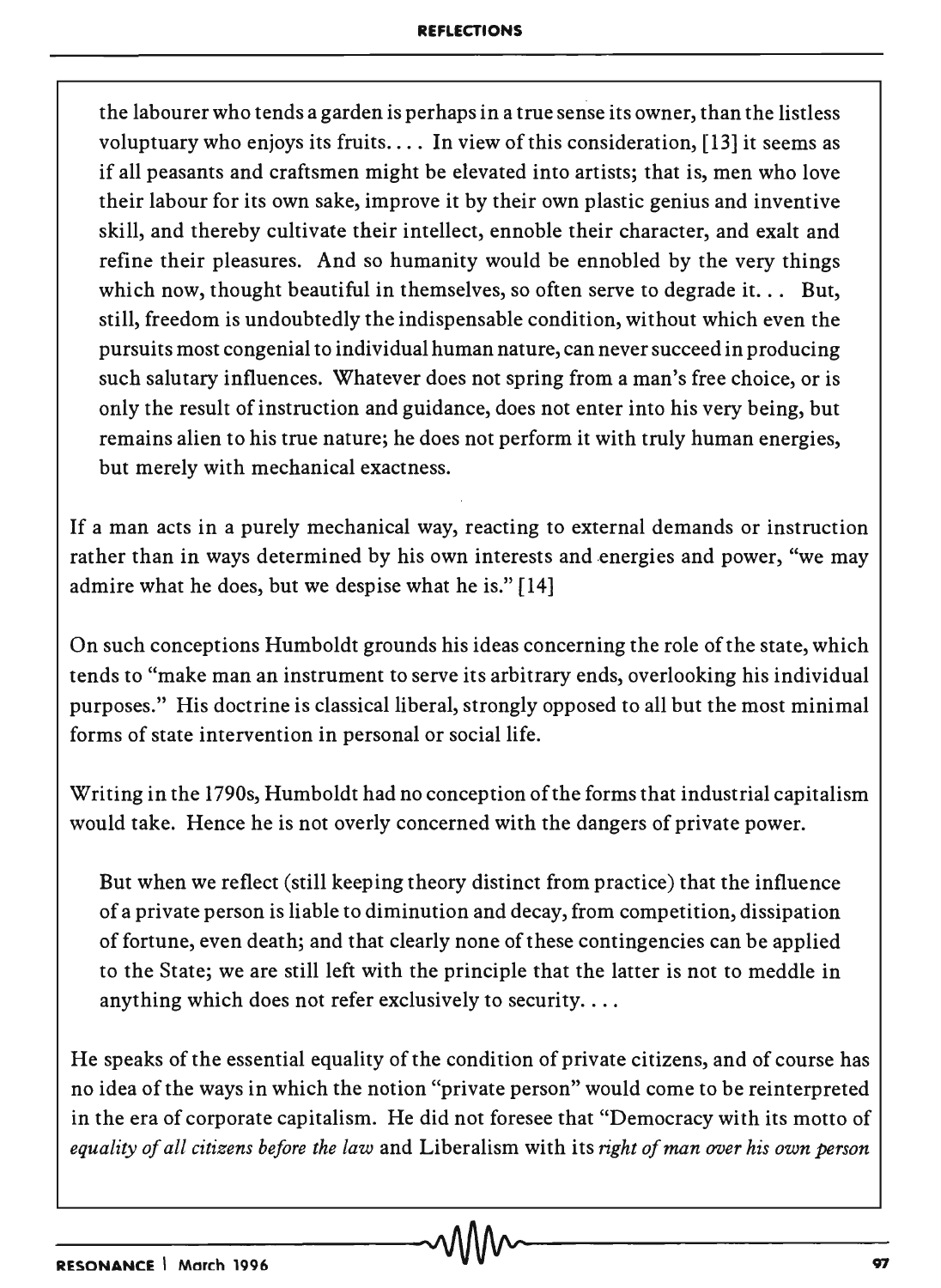> the labourer who tends a garden is perhaps in a true sense its owner, than the listless voluptuary who enjoys its fruits.... In view of this consideration, [13] it seems as if all peasants and craftsmen might be elevated into artists; that is, men who love their labour for its own sake, improve it by their own plastic genius and inventive skill, and thereby cultivate their intellect, ennoble their character, and exalt and refine their pleasures. And so humanity would be ennobled by the very things which now, thought beautiful in themselves, so often serve to degrade it... But, still, freedom is undoubtedly the indispensable condition, without which even the pursuits most congenial to individual human nature, can never succeed in producing such salutary influences. Whatever does not spring from a man's free choice, or is only the result of instruction and guidance, does not enter into his very being, but remains alien to his true nature; he does not perform it with truly human energies, but merely with mechanical exactness.

If a man acts in a purely mechanical way, reacting to external demands or instruction rather than in ways determined by his own interests and energies and power, "we may admire what he does, but we despise what he is." [14]

On such conceptions Humboldt grounds his ideas concerning the role of the state, which tends to "make man an instrument to serve its arbitrary ends, overlooking his individual purposes." His doctrine is classical liberal, strongly opposed to all but the most minimal forms of state intervention in personal or social life.

Writing in the 1790s, Humboldt had no conception of the forms that industrial capitalism would take. Hence he is not overly concerned with the dangers of private power.

> But when we reflect (still keeping theory distinct from practice) that the influence of a private person is liable to diminution and decay, from competition, dissipation of fortune, even death; and that clearly none of these contingencies can be applied to the State; we are still left with the principle that the latter is not to meddle in anything which does not refer exclusively to security....

He speaks of the essential equality of the condition of private citizens, and of course has no idea of the ways in which the notion "private person" would come to be reinterpreted in the era of corporate capitalism. He did not foresee that "Democracy with its motto of *equality of all citizens before the law* and Liberalism with its *right of man over his own person*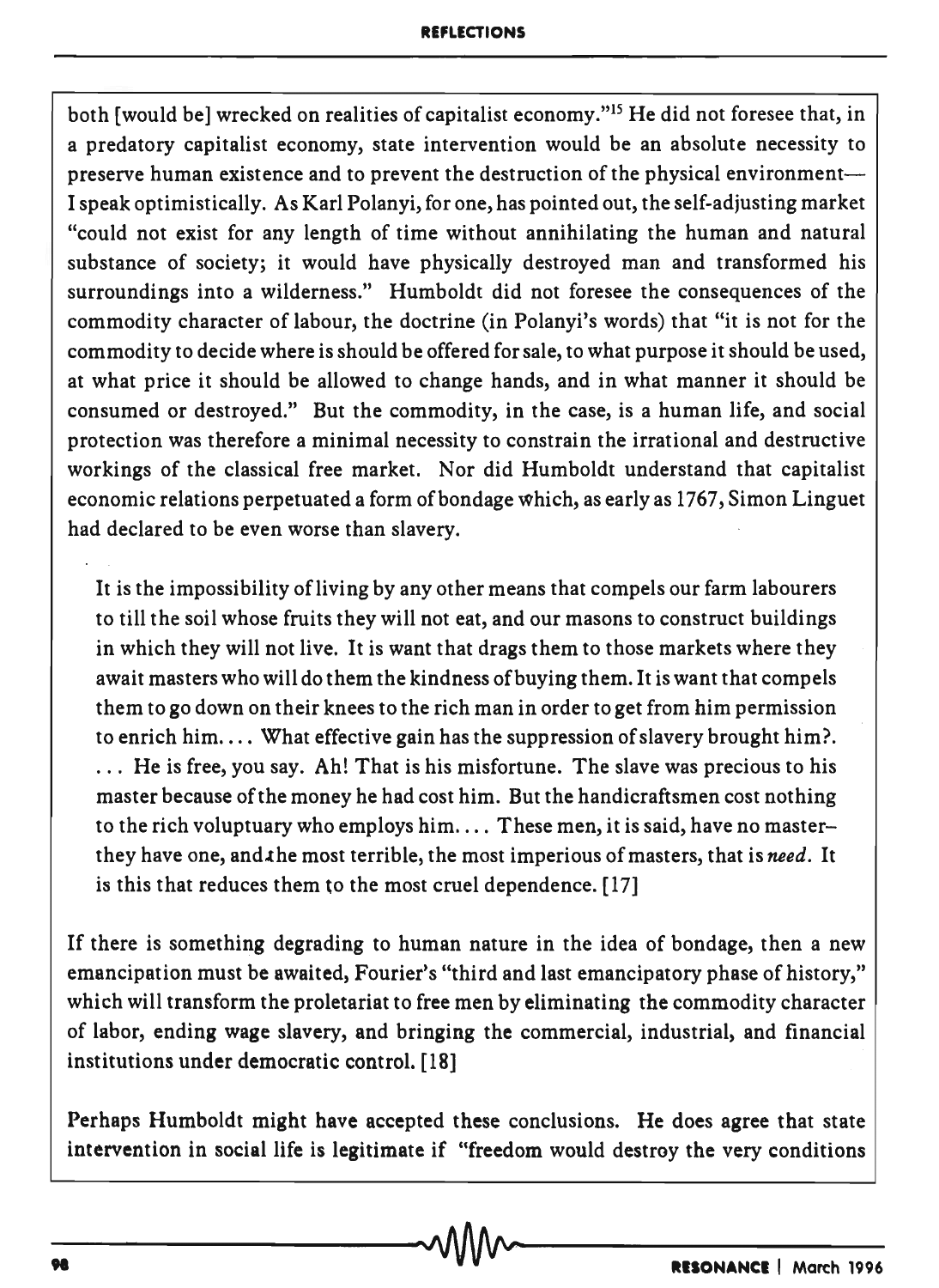both [would be] wrecked on realities of capitalist economy."[15] He did not foresee that, in a predatory capitalist economy, state intervention would be an absolute necessity to preserve human existence and to prevent the destruction of the physical environment— I speak optimistically. As Karl Polanyi, for one, has pointed out, the self-adjusting market "could not exist for any length of time without annihilating the human and natural substance of society; it would have physically destroyed man and transformed his surroundings into a wilderness." Humboldt did not foresee the consequences of the commodity character of labour, the doctrine (in Polanyi's words) that "it is not for the commodity to decide where is should be offered for sale, to what purpose it should be used, at what price it should be allowed to change hands, and in what manner it should be consumed or destroyed." But the commodity, in the case, is a human life, and social protection was therefore a minimal necessity to constrain the irrational and destructive workings of the classical free market. Nor did Humboldt understand that capitalist economic relations perpetuated a form of bondage which, as early as 1767, Simon Linguet had declared to be even worse than slavery.

> It is the impossibility of living by any other means that compels our farm labourers to till the soil whose fruits they will not eat, and our masons to construct buildings in which they will not live. It is want that drags them to those markets where they await masters who will do them the kindness of buying them. It is want that compels them to go down on their knees to the rich man in order to get from him permission to enrich him.... What effective gain has the suppression of slavery brought him?. ... He is free, you say. Ah! That is his misfortune. The slave was precious to his master because of the money he had cost him. But the handicraftsmen cost nothing to the rich voluptuary who employs him.... These men, it is said, have no master– they have one, and the most terrible, the most imperious of masters, that is *need*. It is this that reduces them to the most cruel dependence. [17]

If there is something degrading to human nature in the idea of bondage, then a new emancipation must be awaited, Fourier's "third and last emancipatory phase of history," which will transform the proletariat to free men by eliminating the commodity character of labor, ending wage slavery, and bringing the commercial, industrial, and financial institutions under democratic control. [18]

Perhaps Humboldt might have accepted these conclusions. He does agree that state intervention in social life is legitimate if "freedom would destroy the very conditions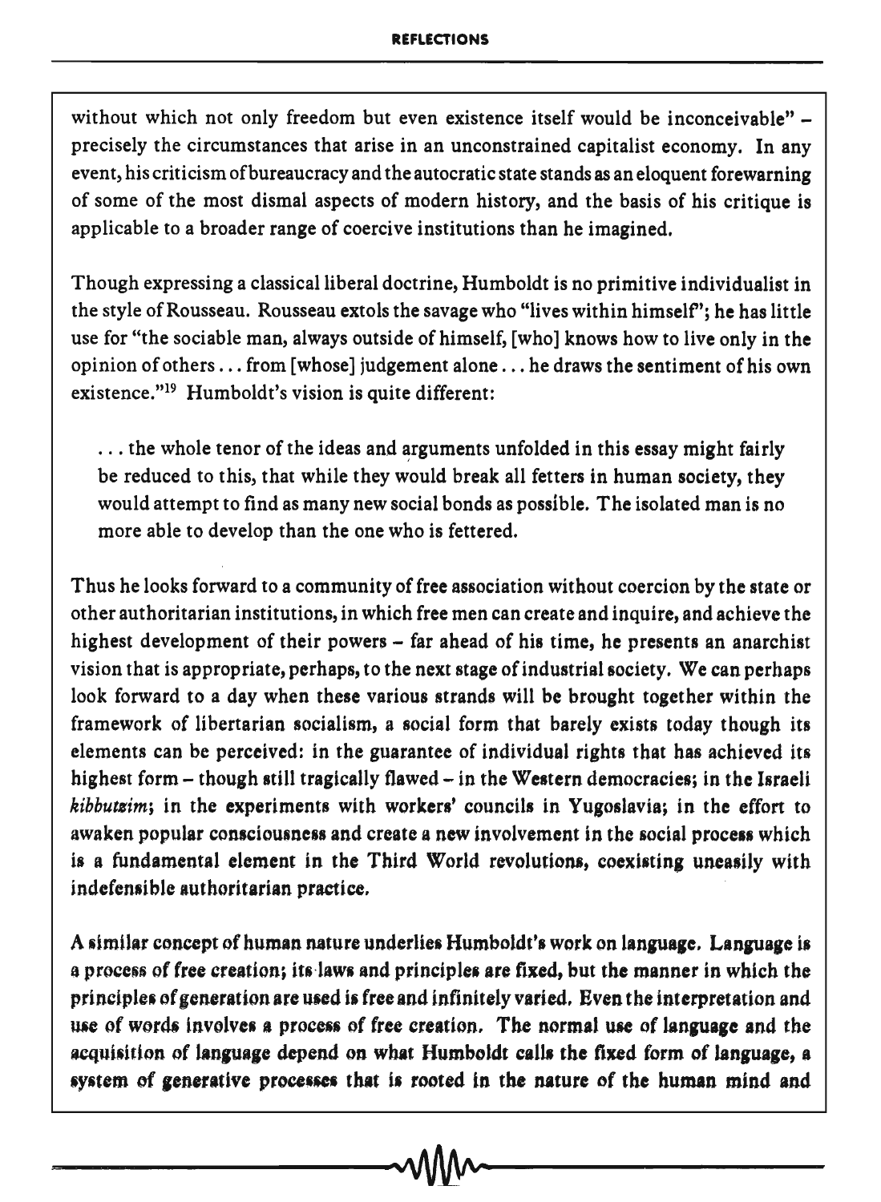without which not only freedom but even existence itself would be inconceivable" – precisely the circumstances that arise in an unconstrained capitalist economy. In any event, his criticism of bureaucracy and the autocratic state stands as an eloquent forewarning of some of the most dismal aspects of modern history, and the basis of his critique is applicable to a broader range of coercive institutions than he imagined.

Though expressing a classical liberal doctrine, Humboldt is no primitive individualist in the style of Rousseau. Rousseau extols the savage who "lives within himself"; he has little use for "the sociable man, always outside of himself, [who] knows how to live only in the opinion of others ... from [whose] judgement alone ... he draws the sentiment of his own existence."[19] Humboldt's vision is quite different:

> ... the whole tenor of the ideas and arguments unfolded in this essay might fairly be reduced to this, that while they would break all fetters in human society, they would attempt to find as many new social bonds as possible. The isolated man is no more able to develop than the one who is fettered.

Thus he looks forward to a community of free association without coercion by the state or other authoritarian institutions, in which free men can create and inquire, and achieve the highest development of their powers – far ahead of his time, he presents an anarchist vision that is appropriate, perhaps, to the next stage of industrial society. We can perhaps look forward to a day when these various strands will be brought together within the framework of libertarian socialism, a social form that barely exists today though its elements can be perceived: in the guarantee of individual rights that has achieved its highest form – though still tragically flawed – in the Western democracies; in the Israeli *kibbutzim*; in the experiments with workers' councils in Yugoslavia; in the effort to awaken popular consciousness and create a new involvement in the social process which is a fundamental element in the Third World revolutions, coexisting uneasily with indefensible authoritarian practice.

A similar concept of human nature underlies Humboldt's work on language. Language is a process of free creation; its laws and principles are fixed, but the manner in which the principles of generation are used is free and infinitely varied. Even the interpretation and use of words involves a process of free creation. The normal use of language and the acquisition of language depend on what Humboldt calls the fixed form of language, a system of generative processes that is rooted in the nature of the human mind and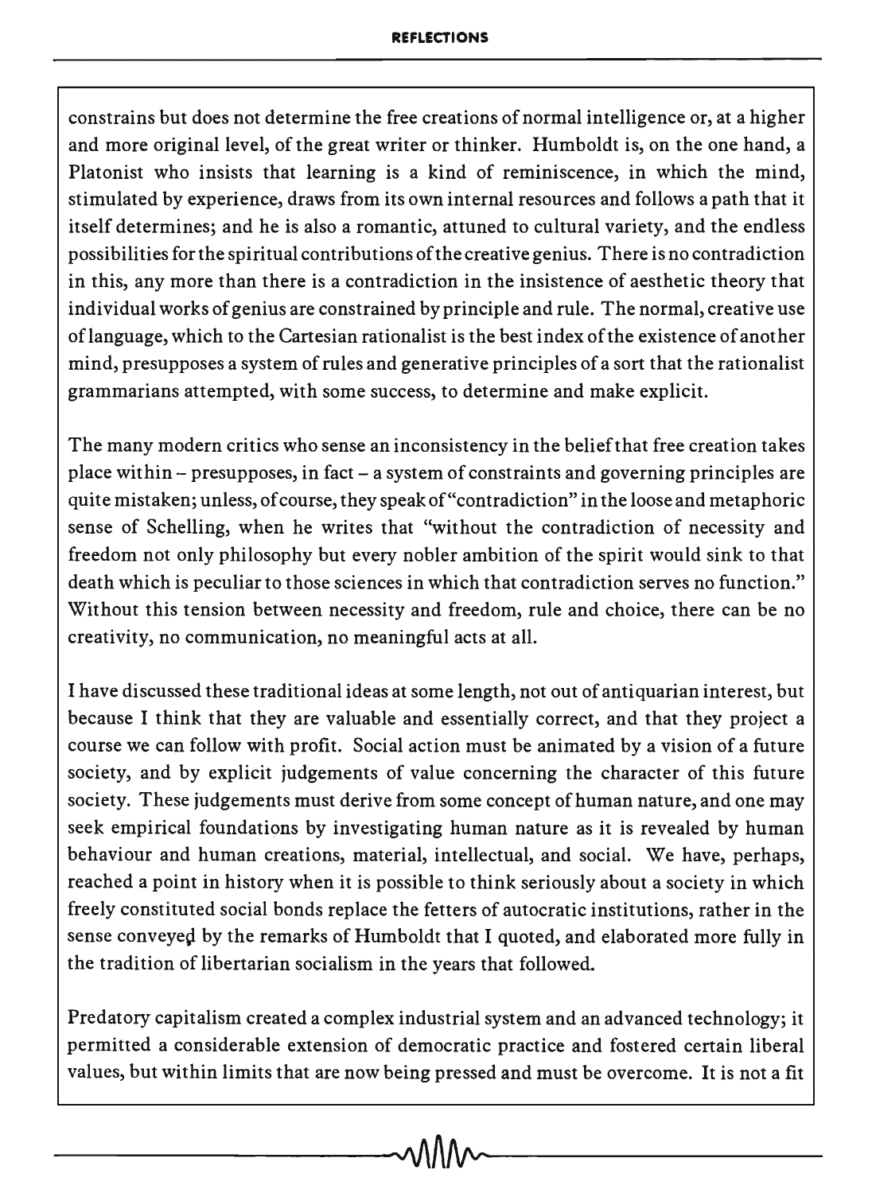constrains but does not determine the free creations of normal intelligence or, at a higher and more original level, of the great writer or thinker. Humboldt is, on the one hand, a Platonist who insists that learning is a kind of reminiscence, in which the mind, stimulated by experience, draws from its own internal resources and follows a path that it itself determines; and he is also a romantic, attuned to cultural variety, and the endless possibilities for the spiritual contributions of the creative genius. There is no contradiction in this, any more than there is a contradiction in the insistence of aesthetic theory that individual works of genius are constrained by principle and rule. The normal, creative use of language, which to the Cartesian rationalist is the best index of the existence of another mind, presupposes a system of rules and generative principles of a sort that the rationalist grammarians attempted, with some success, to determine and make explicit.

The many modern critics who sense an inconsistency in the belief that free creation takes place within – presupposes, in fact – a system of constraints and governing principles are quite mistaken; unless, of course, they speak of "contradiction" in the loose and metaphoric sense of Schelling, when he writes that "without the contradiction of necessity and freedom not only philosophy but every nobler ambition of the spirit would sink to that death which is peculiar to those sciences in which that contradiction serves no function." Without this tension between necessity and freedom, rule and choice, there can be no creativity, no communication, no meaningful acts at all.

I have discussed these traditional ideas at some length, not out of antiquarian interest, but because I think that they are valuable and essentially correct, and that they project a course we can follow with profit. Social action must be animated by a vision of a future society, and by explicit judgements of value concerning the character of this future society. These judgements must derive from some concept of human nature, and one may seek empirical foundations by investigating human nature as it is revealed by human behaviour and human creations, material, intellectual, and social. We have, perhaps, reached a point in history when it is possible to think seriously about a society in which freely constituted social bonds replace the fetters of autocratic institutions, rather in the sense conveyed by the remarks of Humboldt that I quoted, and elaborated more fully in the tradition of libertarian socialism in the years that followed.

Predatory capitalism created a complex industrial system and an advanced technology; it permitted a considerable extension of democratic practice and fostered certain liberal values, but within limits that are now being pressed and must be overcome. It is not a fit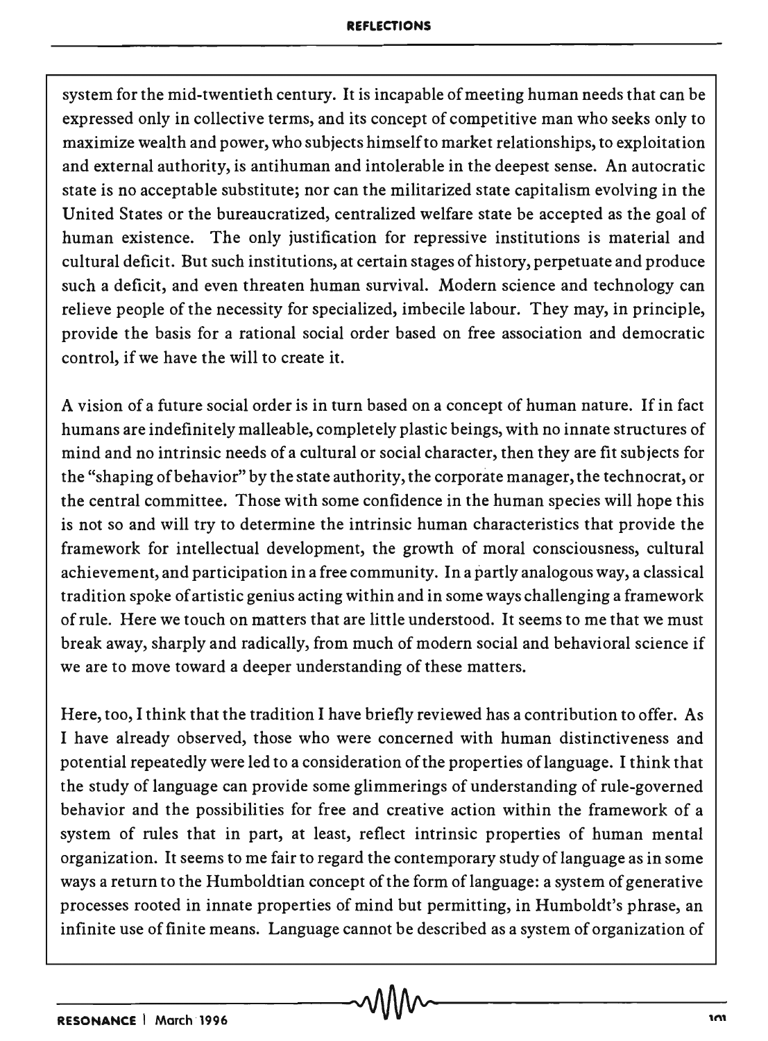system for the mid-twentieth century. It is incapable of meeting human needs that can be expressed only in collective terms, and its concept of competitive man who seeks only to maximize wealth and power, who subjects himself to market relationships, to exploitation and external authority, is antihuman and intolerable in the deepest sense. An autocratic state is no acceptable substitute; nor can the militarized state capitalism evolving in the United States or the bureaucratized, centralized welfare state be accepted as the goal of human existence. The only justification for repressive institutions is material and cultural deficit. But such institutions, at certain stages of history, perpetuate and produce such a deficit, and even threaten human survival. Modern science and technology can relieve people of the necessity for specialized, imbecile labour. They may, in principle, provide the basis for a rational social order based on free association and democratic control, if we have the will to create it.

A vision of a future social order is in turn based on a concept of human nature. If in fact humans are indefinitely malleable, completely plastic beings, with no innate structures of mind and no intrinsic needs of a cultural or social character, then they are fit subjects for the "shaping of behavior" by the state authority, the corporate manager, the technocrat, or the central committee. Those with some confidence in the human species will hope this is not so and will try to determine the intrinsic human characteristics that provide the framework for intellectual development, the growth of moral consciousness, cultural achievement, and participation in a free community. In a partly analogous way, a classical tradition spoke of artistic genius acting within and in some ways challenging a framework of rule. Here we touch on matters that are little understood. It seems to me that we must break away, sharply and radically, from much of modern social and behavioral science if we are to move toward a deeper understanding of these matters.

Here, too, I think that the tradition I have briefly reviewed has a contribution to offer. As I have already observed, those who were concerned with human distinctiveness and potential repeatedly were led to a consideration of the properties of language. I think that the study of language can provide some glimmerings of understanding of rule-governed behavior and the possibilities for free and creative action within the framework of a system of rules that in part, at least, reflect intrinsic properties of human mental organization. It seems to me fair to regard the contemporary study of language as in some ways a return to the Humboldtian concept of the form of language: a system of generative processes rooted in innate properties of mind but permitting, in Humboldt's phrase, an infinite use of finite means. Language cannot be described as a system of organization of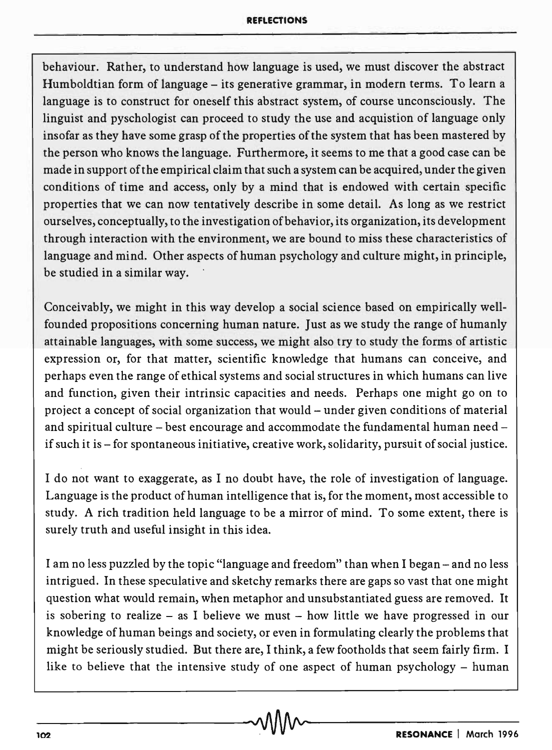behaviour. Rather, to understand how language is used, we must discover the abstract Humboldtian form of language – its generative grammar, in modern terms. To learn a language is to construct for oneself this abstract system, of course unconsciously. The linguist and pyschologist can proceed to study the use and acquistion of language only insofar as they have some grasp of the properties of the system that has been mastered by the person who knows the language. Furthermore, it seems to me that a good case can be made in support of the empirical claim that such a system can be acquired, under the given conditions of time and access, only by a mind that is endowed with certain specific properties that we can now tentatively describe in some detail. As long as we restrict ourselves, conceptually, to the investigation of behavior, its organization, its development through interaction with the environment, we are bound to miss these characteristics of language and mind. Other aspects of human psychology and culture might, in principle, be studied in a similar way.

Conceivably, we might in this way develop a social science based on empirically well-founded propositions concerning human nature. Just as we study the range of humanly attainable languages, with some success, we might also try to study the forms of artistic expression or, for that matter, scientific knowledge that humans can conceive, and perhaps even the range of ethical systems and social structures in which humans can live and function, given their intrinsic capacities and needs. Perhaps one might go on to project a concept of social organization that would – under given conditions of material and spiritual culture – best encourage and accommodate the fundamental human need – if such it is – for spontaneous initiative, creative work, solidarity, pursuit of social justice.

I do not want to exaggerate, as I no doubt have, the role of investigation of language. Language is the product of human intelligence that is, for the moment, most accessible to study. A rich tradition held language to be a mirror of mind. To some extent, there is surely truth and useful insight in this idea.

I am no less puzzled by the topic "language and freedom" than when I began – and no less intrigued. In these speculative and sketchy remarks there are gaps so vast that one might question what would remain, when metaphor and unsubstantiated guess are removed. It is sobering to realize – as I believe we must – how little we have progressed in our knowledge of human beings and society, or even in formulating clearly the problems that might be seriously studied. But there are, I think, a few footholds that seem fairly firm. I like to believe that the intensive study of one aspect of human psychology – human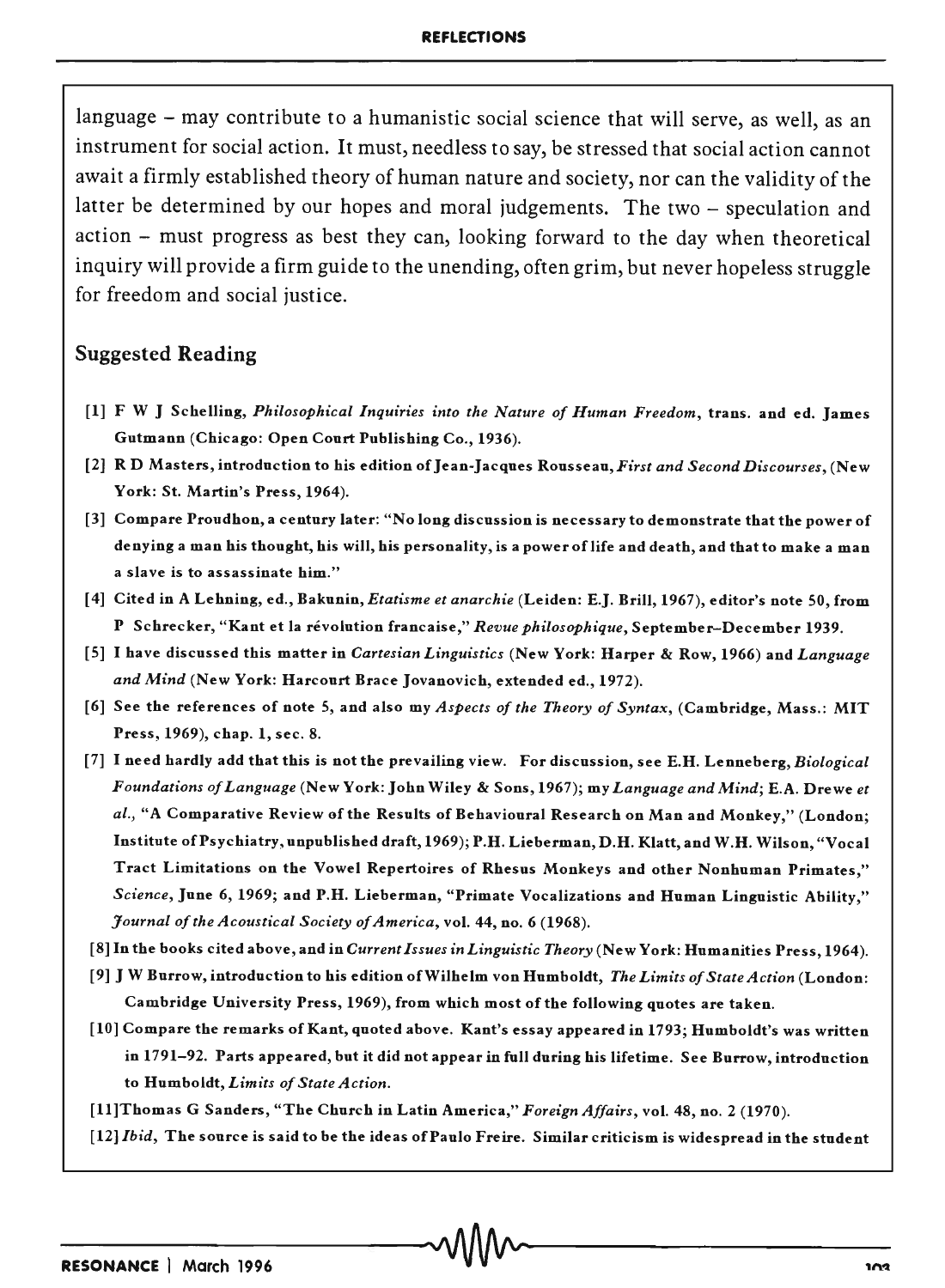language – may contribute to a humanistic social science that will serve, as well, as an instrument for social action. It must, needless to say, be stressed that social action cannot await a firmly established theory of human nature and society, nor can the validity of the latter be determined by our hopes and moral judgements. The two – speculation and action – must progress as best they can, looking forward to the day when theoretical inquiry will provide a firm guide to the unending, often grim, but never hopeless struggle for freedom and social justice.

## Suggested Reading

[1] F W J Schelling, *Philosophical Inquiries into the Nature of Human Freedom*, trans. and ed. James Gutmann (Chicago: Open Court Publishing Co., 1936).

[2] R D Masters, introduction to his edition of Jean-Jacques Rousseau, *First and Second Discourses*, (New York: St. Martin's Press, 1964).

[3] Compare Proudhon, a century later: "No long discussion is necessary to demonstrate that the power of denying a man his thought, his will, his personality, is a power of life and death, and that to make a man a slave is to assassinate him."

[4] Cited in A Lehning, ed., Bakunin, *Etatisme et anarchie* (Leiden: E.J. Brill, 1967), editor's note 50, from P Schrecker, "Kant et la révolution francaise," *Revue philosophique*, September–December 1939.

[5] I have discussed this matter in *Cartesian Linguistics* (New York: Harper & Row, 1966) and *Language and Mind* (New York: Harcourt Brace Jovanovich, extended ed., 1972).

[6] See the references of note 5, and also my *Aspects of the Theory of Syntax*, (Cambridge, Mass.: MIT Press, 1969), chap. 1, sec. 8.

[7] I need hardly add that this is not the prevailing view. For discussion, see E.H. Lenneberg, *Biological Foundations of Language* (New York: John Wiley & Sons, 1967); my *Language and Mind*; E.A. Drewe *et al.*, "A Comparative Review of the Results of Behavioural Research on Man and Monkey," (London; Institute of Psychiatry, unpublished draft, 1969); P.H. Lieberman, D.H. Klatt, and W.H. Wilson, "Vocal Tract Limitations on the Vowel Repertoires of Rhesus Monkeys and other Nonhuman Primates," *Science*, June 6, 1969; and P.H. Lieberman, "Primate Vocalizations and Human Linguistic Ability," *Journal of the Acoustical Society of America*, vol. 44, no. 6 (1968).

[8] In the books cited above, and in *Current Issues in Linguistic Theory* (New York: Humanities Press, 1964).

[9] J W Burrow, introduction to his edition of Wilhelm von Humboldt, *The Limits of State Action* (London: Cambridge University Press, 1969), from which most of the following quotes are taken.

[10] Compare the remarks of Kant, quoted above. Kant's essay appeared in 1793; Humboldt's was written in 1791–92. Parts appeared, but it did not appear in full during his lifetime. See Burrow, introduction to Humboldt, *Limits of State Action*.

[11] Thomas G Sanders, "The Church in Latin America," *Foreign Affairs*, vol. 48, no. 2 (1970).

[12] *Ibid*, The source is said to be the ideas of Paulo Freire. Similar criticism is widespread in the student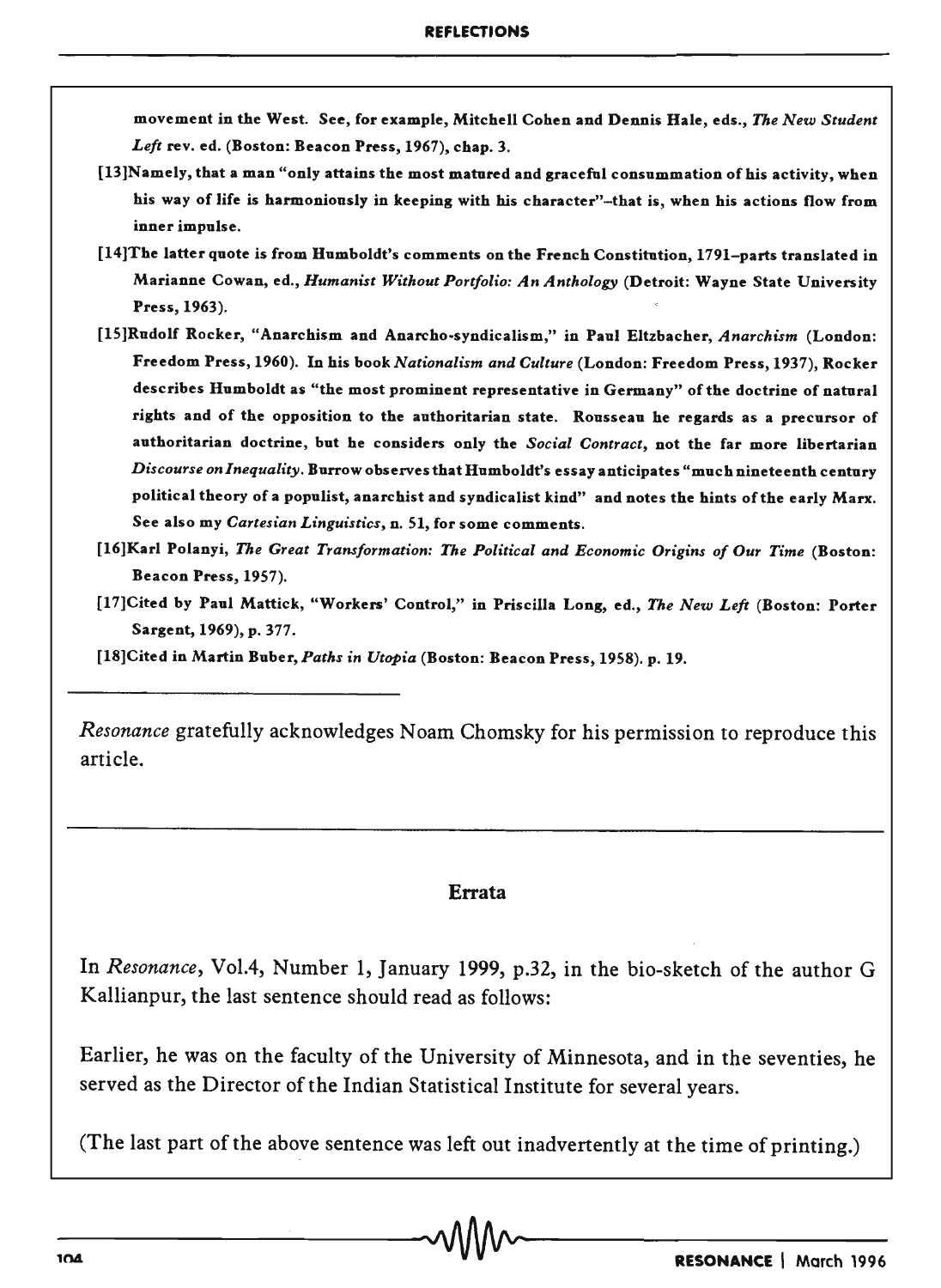movement in the West. See, for example, Mitchell Cohen and Dennis Hale, eds., *The New Student Left* rev. ed. (Boston: Beacon Press, 1967), chap. 3.

[13]Namely, that a man "only attains the most matured and graceful consummation of his activity, when his way of life is harmoniously in keeping with his character"–that is, when his actions flow from inner impulse.

[14]The latter quote is from Humboldt's comments on the French Constitution, 1791–parts translated in Marianne Cowan, ed., *Humanist Without Portfolio: An Anthology* (Detroit: Wayne State University Press, 1963).

[15]Rudolf Rocker, "Anarchism and Anarcho-syndicalism," in Paul Eltzbacher, *Anarchism* (London: Freedom Press, 1960). In his book *Nationalism and Culture* (London: Freedom Press, 1937), Rocker describes Humboldt as "the most prominent representative in Germany" of the doctrine of natural rights and of the opposition to the authoritarian state. Rousseau he regards as a precursor of authoritarian doctrine, but he considers only the *Social Contract*, not the far more libertarian *Discourse on Inequality*. Burrow observes that Humboldt's essay anticipates "much nineteenth century political theory of a populist, anarchist and syndicalist kind" and notes the hints of the early Marx. See also my *Cartesian Linguistics*, n. 51, for some comments.

[16]Karl Polanyi, *The Great Transformation: The Political and Economic Origins of Our Time* (Boston: Beacon Press, 1957).

[17]Cited by Paul Mattick, "Workers' Control," in Priscilla Long, ed., *The New Left* (Boston: Porter Sargent, 1969), p. 377.

[18]Cited in Martin Buber, *Paths in Utopia* (Boston: Beacon Press, 1958). p. 19.

---

*Resonance* gratefully acknowledges Noam Chomsky for his permission to reproduce this article.

---

## Errata

In *Resonance*, Vol.4, Number 1, January 1999, p.32, in the bio-sketch of the author G Kallianpur, the last sentence should read as follows:

Earlier, he was on the faculty of the University of Minnesota, and in the seventies, he served as the Director of the Indian Statistical Institute for several years.

(The last part of the above sentence was left out inadvertently at the time of printing.)